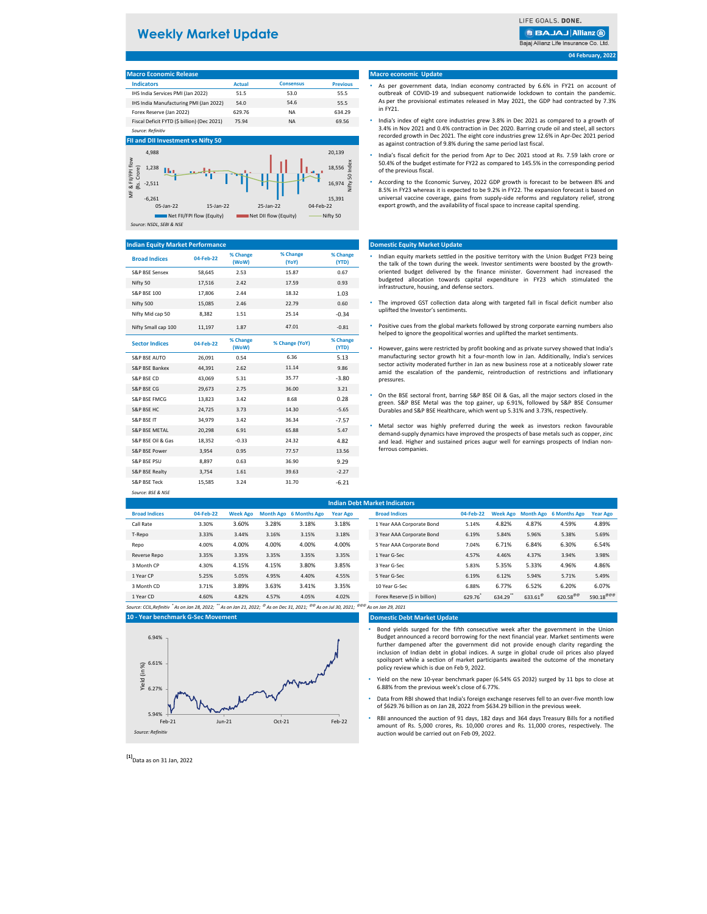# Weekly Market Update

LIFE GOALS. DONE.

Bajaj Allianz Life Insurance Co. Ltd.

**04 February, 2022**

## Macro Economic Release

| Indicators | Actual | Consensus | Previous |
|---|---|---|---|
| IHS India Services PMI (Jan 2022) | 51.5 | 53.0 | 55.5 |
| IHS India Manufacturing PMI (Jan 2022) | 54.0 | 54.6 | 55.5 |
| Forex Reserve (Jan 2022) | 629.76 | NA | 634.29 |
| Fiscal Deficit FYTD ($ billion) (Dec 2021) | 75.94 | NA | 69.56 |

*Source: Refinitiv*

## FII and DII Investment vs Nifty 50

Chart: MF & FII/FPI flow (Rs. Crore) vs Nifty 50 Index, 05-Jan-22 to 04-Feb-22. Legend: Net FII/FPI flow (Equity), Net DII flow (Equity), Nifty 50.

*Source: NSDL, SEBI & NSE*

## Macro economic Update

- As per government data, Indian economy contracted by 6.6% in FY21 on account of outbreak of COVID-19 and subsequent nationwide lockdown to contain the pandemic. As per the provisional estimates released in May 2021, the GDP had contracted by 7.3% in FY21.
- India's index of eight core industries grew 3.8% in Dec 2021 as compared to a growth of 3.4% in Nov 2021 and 0.4% contraction in Dec 2020. Barring crude oil and steel, all sectors recorded growth in Dec 2021. The eight core industries grew 12.6% in Apr-Dec 2021 period as against contraction of 9.8% during the same period last fiscal.
- India's fiscal deficit for the period from Apr to Dec 2021 stood at Rs. 7.59 lakh crore or 50.4% of the budget estimate for FY22 as compared to 145.5% in the corresponding period of the previous fiscal.
- According to the Economic Survey, 2022 GDP growth is forecast to be between 8% and 8.5% in FY23 whereas it is expected to be 9.2% in FY22. The expansion forecast is based on universal vaccine coverage, gains from supply-side reforms and regulatory relief, strong export growth, and the availability of fiscal space to increase capital spending.

## Indian Equity Market Performance

| Broad Indices | 04-Feb-22 | % Change (WoW) | % Change (YoY) | % Change (YTD) |
|---|---|---|---|---|
| S&P BSE Sensex | 58,645 | 2.53 | 15.87 | 0.67 |
| Nifty 50 | 17,516 | 2.42 | 17.59 | 0.93 |
| S&P BSE 100 | 17,806 | 2.44 | 18.32 | 1.03 |
| Nifty 500 | 15,085 | 2.46 | 22.79 | 0.60 |
| Nifty Mid cap 50 | 8,382 | 1.51 | 25.14 | -0.34 |
| Nifty Small cap 100 | 11,197 | 1.87 | 47.01 | -0.81 |
| **Sector Indices** | **04-Feb-22** | **% Change (WoW)** | **% Change (YoY)** | **% Change (YTD)** |
| S&P BSE AUTO | 26,091 | 0.54 | 6.36 | 5.13 |
| S&P BSE Bankex | 44,391 | 2.62 | 11.14 | 9.86 |
| S&P BSE CD | 43,069 | 5.31 | 35.77 | -3.80 |
| S&P BSE CG | 29,673 | 2.75 | 36.00 | 3.21 |
| S&P BSE FMCG | 13,823 | 3.42 | 8.68 | 0.28 |
| S&P BSE HC | 24,725 | 3.73 | 14.30 | -5.65 |
| S&P BSE IT | 34,979 | 3.42 | 36.34 | -7.57 |
| S&P BSE METAL | 20,298 | 6.91 | 65.88 | 5.47 |
| S&P BSE Oil & Gas | 18,352 | -0.33 | 24.32 | 4.82 |
| S&P BSE Power | 3,954 | 0.95 | 77.57 | 13.56 |
| S&P BSE PSU | 8,897 | 0.63 | 36.90 | 9.29 |
| S&P BSE Realty | 3,754 | 1.61 | 39.63 | -2.27 |
| S&P BSE Teck | 15,585 | 3.24 | 31.70 | -6.21 |

*Source: BSE & NSE*

## Domestic Equity Market Update

- Indian equity markets settled in the positive territory with the Union Budget FY23 being the talk of the town during the week. Investor sentiments were boosted by the growth-oriented budget delivered by the finance minister. Government had increased the budgeted allocation towards capital expenditure in FY23 which stimulated the infrastructure, housing, and defense sectors.
- The improved GST collection data along with targeted fall in fiscal deficit number also uplifted the Investor's sentiments.
- Positive cues from the global markets followed by strong corporate earning numbers also helped to ignore the geopolitical worries and uplifted the market sentiments.
- However, gains were restricted by profit booking and as private survey showed that India's manufacturing sector growth hit a four-month low in Jan. Additionally, India's services sector activity moderated further in Jan as new business rose at a noticeably slower rate amid the escalation of the pandemic, reintroduction of restrictions and inflationary pressures.
- On the BSE sectoral front, barring S&P BSE Oil & Gas, all the major sectors closed in the green. S&P BSE Metal was the top gainer, up 6.91%, followed by S&P BSE Consumer Durables and S&P BSE Healthcare, which went up 5.31% and 3.73%, respectively.
- Metal sector was highly preferred during the week as investors reckon favourable demand-supply dynamics have improved the prospects of base metals such as copper, zinc and lead. Higher and sustained prices augur well for earnings prospects of Indian non-ferrous companies.

## Indian Debt Market Indicators

| Broad Indices | 04-Feb-22 | Week Ago | Month Ago | 6 Months Ago | Year Ago |
|---|---|---|---|---|---|
| Call Rate | 3.30% | 3.60% | 3.28% | 3.18% | 3.18% |
| T-Repo | 3.33% | 3.44% | 3.16% | 3.15% | 3.18% |
| Repo | 4.00% | 4.00% | 4.00% | 4.00% | 4.00% |
| Reverse Repo | 3.35% | 3.35% | 3.35% | 3.35% | 3.35% |
| 3 Month CP | 4.30% | 4.15% | 4.15% | 3.80% | 3.85% |
| 1 Year CP | 5.25% | 5.05% | 4.95% | 4.40% | 4.55% |
| 3 Month CD | 3.71% | 3.89% | 3.63% | 3.41% | 3.35% |
| 1 Year CD | 4.60% | 4.82% | 4.57% | 4.05% | 4.02% |

| Broad Indices | 04-Feb-22 | Week Ago | Month Ago | 6 Months Ago | Year Ago |
|---|---|---|---|---|---|
| 1 Year AAA Corporate Bond | 5.14% | 4.82% | 4.87% | 4.59% | 4.89% |
| 3 Year AAA Corporate Bond | 6.19% | 5.84% | 5.96% | 5.38% | 5.69% |
| 5 Year AAA Corporate Bond | 7.04% | 6.71% | 6.84% | 6.30% | 6.54% |
| 1 Year G-Sec | 4.57% | 4.46% | 4.37% | 3.94% | 3.98% |
| 3 Year G-Sec | 5.83% | 5.35% | 5.33% | 4.96% | 4.86% |
| 5 Year G-Sec | 6.19% | 6.12% | 5.94% | 5.71% | 5.49% |
| 10 Year G-Sec | 6.88% | 6.77% | 6.52% | 6.20% | 6.07% |
| Forex Reserve ($ in billion) | 629.76* | 634.29** | 633.61@ | 620.58@@ | 590.18@@@ |

*Source: CCIL,Refinitiv* * As on Jan 28, 2022; ** As on Jan 21, 2022; @ As on Dec 31, 2021; @@ As on Jul 30, 2021; @@@ As on Jan 29, 2021

## 10 - Year benchmark G-Sec Movement

Chart: Yield (in %), Feb-21 to Feb-22.

*Source: Refinitiv*

## Domestic Debt Market Update

- Bond yields surged for the fifth consecutive week after the government in the Union Budget announced a record borrowing for the next financial year. Market sentiments were further dampened after the government did not provide enough clarity regarding the inclusion of Indian debt in global indices. A surge in global crude oil prices also played spoilsport while a section of market participants awaited the outcome of the monetary policy review which is due on Feb 9, 2022.
- Yield on the new 10-year benchmark paper (6.54% GS 2032) surged by 11 bps to close at 6.88% from the previous week's close of 6.77%.
- Data from RBI showed that India's foreign exchange reserves fell to an over-five month low of $629.76 billion as on Jan 28, 2022 from $634.29 billion in the previous week.
- RBI announced the auction of 91 days, 182 days and 364 days Treasury Bills for a notified amount of Rs. 5,000 crores, Rs. 10,000 crores and Rs. 11,000 crores, respectively. The auction would be carried out on Feb 09, 2022.

[1] Data as on 31 Jan, 2022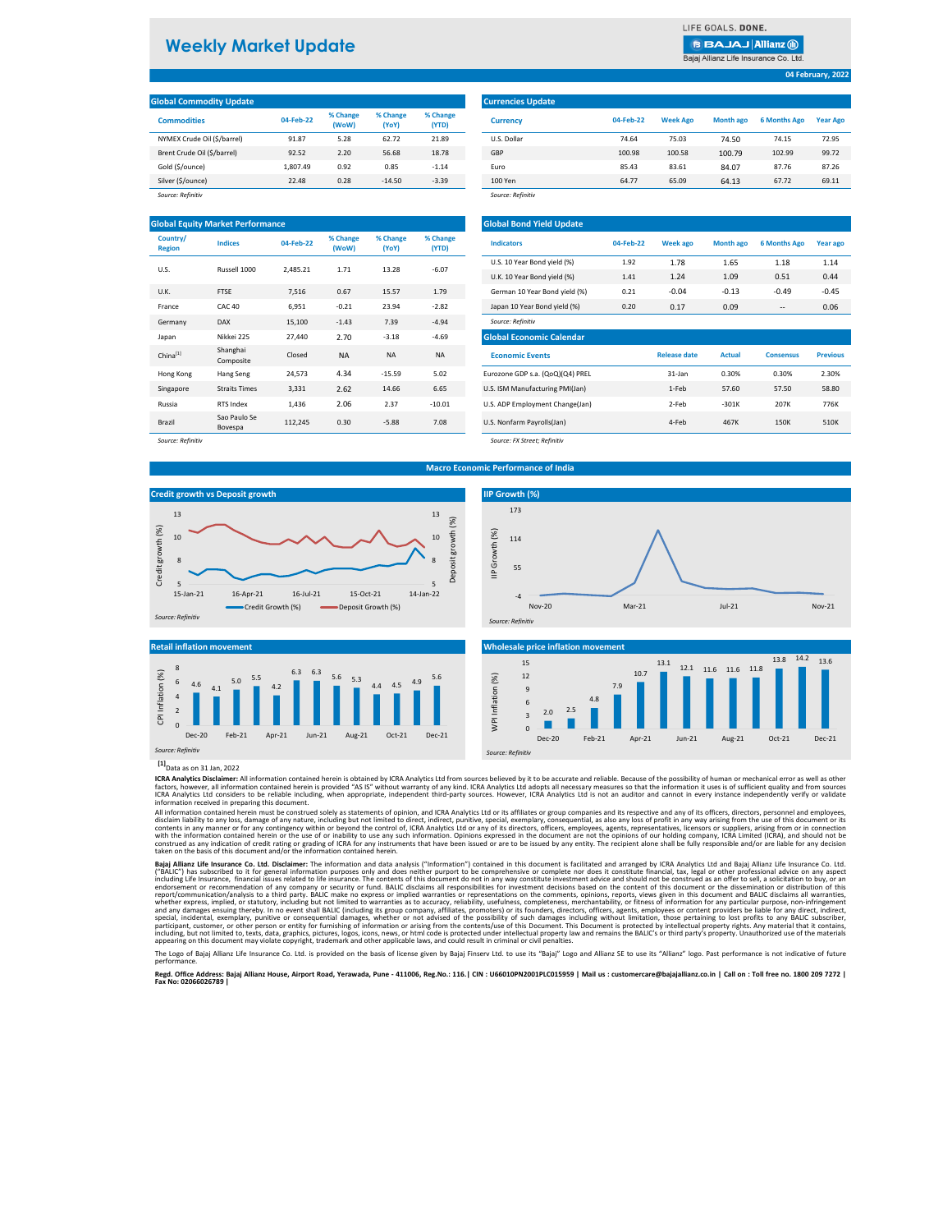# Weekly Market Update

LIFE GOALS. DONE.

BAJAJ Allianz

Bajaj Allianz Life Insurance Co. Ltd.

04 February, 2022

## Global Commodity Update

| Commodities | 04-Feb-22 | % Change (WoW) | % Change (YoY) | % Change (YTD) |
|---|---|---|---|---|
| NYMEX Crude Oil ($/barrel) | 91.87 | 5.28 | 62.72 | 21.89 |
| Brent Crude Oil ($/barrel) | 92.52 | 2.20 | 56.68 | 18.78 |
| Gold ($/ounce) | 1,807.49 | 0.92 | 0.85 | -1.14 |
| Silver ($/ounce) | 22.48 | 0.28 | -14.50 | -3.39 |

*Source: Refinitiv*

## Currencies Update

| Currency | 04-Feb-22 | Week Ago | Month ago | 6 Months Ago | Year Ago |
|---|---|---|---|---|---|
| U.S. Dollar | 74.64 | 75.03 | 74.50 | 74.15 | 72.95 |
| GBP | 100.98 | 100.58 | 100.79 | 102.99 | 99.72 |
| Euro | 85.43 | 83.61 | 84.07 | 87.76 | 87.26 |
| 100 Yen | 64.77 | 65.09 | 64.13 | 67.72 | 69.11 |

*Source: Refinitiv*

## Global Equity Market Performance

| Country/ Region | Indices | 04-Feb-22 | % Change (WoW) | % Change (YoY) | % Change (YTD) |
|---|---|---|---|---|---|
| U.S. | Russell 1000 | 2,485.21 | 1.71 | 13.28 | -6.07 |
| U.K. | FTSE | 7,516 | 0.67 | 15.57 | 1.79 |
| France | CAC 40 | 6,951 | -0.21 | 23.94 | -2.82 |
| Germany | DAX | 15,100 | -1.43 | 7.39 | -4.94 |
| Japan | Nikkei 225 | 27,440 | 2.70 | -3.18 | -4.69 |
| China[1] | Shanghai Composite | Closed | NA | NA | NA |
| Hong Kong | Hang Seng | 24,573 | 4.34 | -15.59 | 5.02 |
| Singapore | Straits Times | 3,331 | 2.62 | 14.66 | 6.65 |
| Russia | RTS Index | 1,436 | 2.06 | 2.37 | -10.01 |
| Brazil | Sao Paulo Se Bovespa | 112,245 | 0.30 | -5.88 | 7.08 |

*Source: Refinitiv*

## Global Bond Yield Update

| Indicators | 04-Feb-22 | Week ago | Month ago | 6 Months Ago | Year ago |
|---|---|---|---|---|---|
| U.S. 10 Year Bond yield (%) | 1.92 | 1.78 | 1.65 | 1.18 | 1.14 |
| U.K. 10 Year Bond yield (%) | 1.41 | 1.24 | 1.09 | 0.51 | 0.44 |
| German 10 Year Bond yield (%) | 0.21 | -0.04 | -0.13 | -0.49 | -0.45 |
| Japan 10 Year Bond yield (%) | 0.20 | 0.17 | 0.09 | -- | 0.06 |

*Source: Refinitiv*

## Global Economic Calendar

| Economic Events | Release date | Actual | Consensus | Previous |
|---|---|---|---|---|
| Eurozone GDP s.a. (QoQ)(Q4) PREL | 31-Jan | 0.30% | 0.30% | 2.30% |
| U.S. ISM Manufacturing PMI(Jan) | 1-Feb | 57.60 | 57.50 | 58.80 |
| U.S. ADP Employment Change(Jan) | 2-Feb | -301K | 207K | 776K |
| U.S. Nonfarm Payrolls(Jan) | 4-Feb | 467K | 150K | 510K |

*Source: FX Street; Refinitiv*

## Macro Economic Performance of India

### Credit growth vs Deposit growth

Credit growth (%) 13 10 8 5
Deposit growth (%) 13 10 8 5
15-Jan-21 16-Apr-21 16-Jul-21 15-Oct-21 14-Jan-22
Credit Growth (%) Deposit Growth (%)

*Source: Refinitiv*

### IIP Growth (%)

IIP Growth (%) 173 114 55 -4
Nov-20 Mar-21 Jul-21 Nov-21

*Source: Refinitiv*

### Retail inflation movement

CPI Inflation (%) 8 6 4 2 0
4.6 4.1 5.0 5.5 4.2 6.3 6.3 5.6 5.3 4.4 4.5 4.9 5.6
Dec-20 Feb-21 Apr-21 Jun-21 Aug-21 Oct-21 Dec-21

*Source: Refinitiv*

### Wholesale price inflation movement

WPI Inflation (%) 15 12 9 6 3 0
2.0 2.5 4.8 7.9 10.7 13.1 12.1 11.6 11.6 11.8 13.8 14.2 13.6
Dec-20 Feb-21 Apr-21 Jun-21 Aug-21 Oct-21 Dec-21

*Source: Refinitiv*

[1]Data as on 31 Jan, 2022

**ICRA Analytics Disclaimer:** All information contained herein is obtained by ICRA Analytics Ltd from sources believed by it to be accurate and reliable. Because of the possibility of human or mechanical error as well as other factors, however, all information contained herein is provided "AS IS" without warranty of any kind. ICRA Analytics Ltd adopts all necessary measures so that the information it uses is of sufficient quality and from sources ICRA Analytics Ltd considers to be reliable including, when appropriate, independent third-party sources. However, ICRA Analytics Ltd is not an auditor and cannot in every instance independently verify or validate information received in preparing this document.

All information contained herein must be construed solely as statements of opinion, and ICRA Analytics Ltd or its affiliates or group companies and its respective and any of its officers, directors, personnel and employees, disclaim liability to any loss, damage of any nature, including but not limited to direct, indirect, punitive, special, exemplary, consequential, as also any loss of profit in any way arising from the use of this document or its contents in any manner or for any contingency within or beyond the control of, ICRA Analytics Ltd or any of its directors, officers, employees, agents, representatives, licensors or suppliers, arising from or in connection with the information contained herein or the use of or inability to use any such information. Opinions expressed in the document are not the opinions of our holding company, ICRA Limited (ICRA), and should not be construed as any indication of credit rating or grading of ICRA for any instruments that have been issued or are to be issued by any entity. The recipient alone shall be fully responsible and/or are liable for any decision taken on the basis of this document and/or the information contained herein.

**Bajaj Allianz Life Insurance Co. Ltd. Disclaimer:** The information and data analysis ("Information") contained in this document is facilitated and arranged by ICRA Analytics Ltd and Bajaj Allianz Life Insurance Co. Ltd. ("BALIC") has subscribed to it for general information purposes only and does neither purport to be comprehensive or complete nor does it constitute financial, tax, legal or other professional advice on any aspect including Life Insurance, financial issues related to life insurance. The contents of this document do not in any way constitute investment advice and should not be construed as an offer to sell, a solicitation to buy, or an endorsement or recommendation of any company or security or fund. BALIC disclaims all responsibilities for investment decisions based on the content of this document or the dissemination or distribution of this report/communication/analysis to a third party. BALIC make no express or implied warranties or representations on the comments, opinions, reports, views given in this document and BALIC disclaims all warranties, whether express, implied, or statutory, including but not limited to warranties as to accuracy, reliability, usefulness, completeness, merchantability, or fitness of information for any particular purpose, non-infringement and any damages ensuing thereby. In no event shall BALIC (including its group company, affiliates, promoters) or its founders, directors, officers, agents, employees or content providers be liable for any direct, indirect, special, incidental, exemplary, punitive or consequential damages, whether or not advised of the possibility of such damages including without limitation, those pertaining to lost profits to any BALIC subscriber, participant, customer, or other person or entity for furnishing of information or arising from the contents/use of this Document. This Document is protected by intellectual property rights. Any material that it contains, including, but not limited to, texts, data, graphics, pictures, logos, icons, news, or html code is protected under intellectual property law and remains the BALIC's or third party's property. Unauthorized use of the materials appearing on this document may violate copyright, trademark and other applicable laws, and could result in criminal or civil penalties.

The Logo of Bajaj Allianz Life Insurance Co. Ltd. is provided on the basis of license given by Bajaj Finserv Ltd. to use its "Bajaj" Logo and Allianz SE to use its "Allianz" logo. Past performance is not indicative of future performance.

**Regd. Office Address: Bajaj Allianz House, Airport Road, Yerawada, Pune - 411006, Reg.No.: 116.| CIN : U66010PN2001PLC015959 | Mail us : customercare@bajajallianz.co.in | Call on : Toll free no. 1800 209 7272 | Fax No: 02066026789 |**